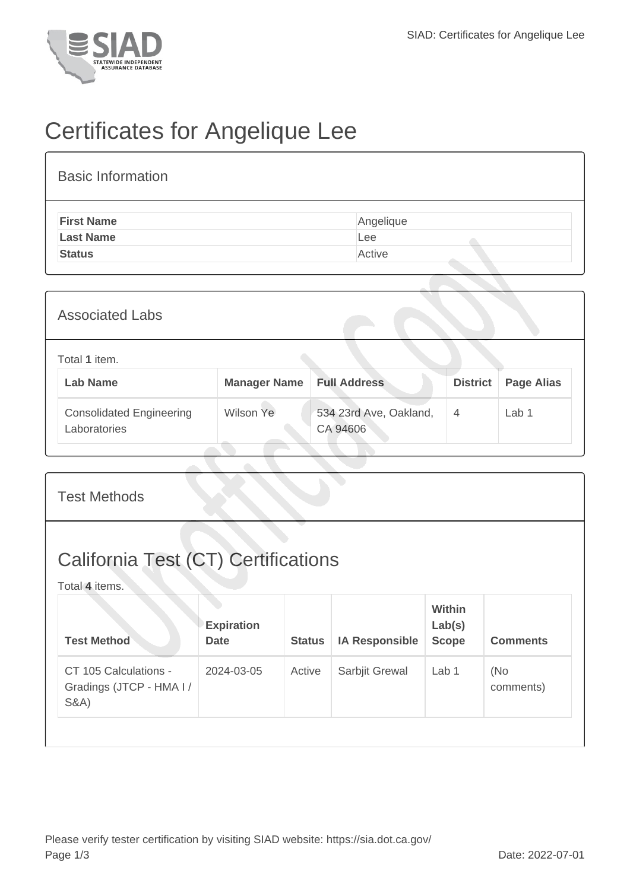# Certificates for Angelique Lee

## Basic Information

| | |
|---|---|
| **First Name** | Angelique |
| **Last Name** | Lee |
| **Status** | Active |

## Associated Labs

Total **1** item.

| Lab Name | Manager Name | Full Address | District | Page Alias |
|---|---|---|---|---|
| Consolidated Engineering Laboratories | Wilson Ye | 534 23rd Ave, Oakland, CA 94606 | 4 | Lab 1 |

## Test Methods

## California Test (CT) Certifications

Total **4** items.

| Test Method | Expiration Date | Status | IA Responsible | Within Lab(s) Scope | Comments |
|---|---|---|---|---|---|
| CT 105 Calculations - Gradings (JTCP - HMA I / S&A) | 2024-03-05 | Active | Sarbjit Grewal | Lab 1 | (No comments) |

Please verify tester certification by visiting SIAD website: https://sia.dot.ca.gov/

Date: 2022-07-01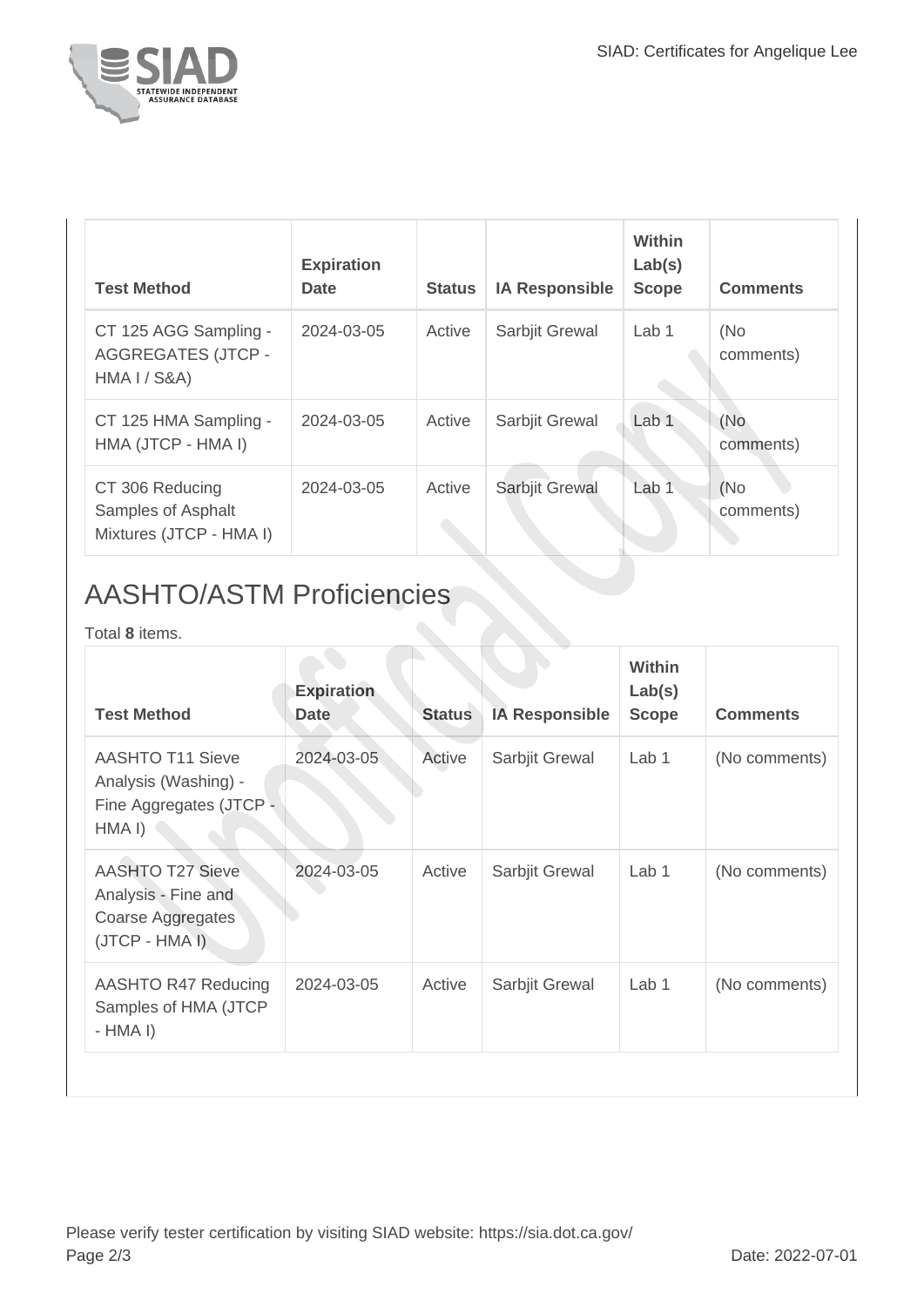| Test Method | Expiration Date | Status | IA Responsible | Within Lab(s) Scope | Comments |
|---|---|---|---|---|---|
| CT 125 AGG Sampling - AGGREGATES (JTCP - HMA I / S&A) | 2024-03-05 | Active | Sarbjit Grewal | Lab 1 | (No comments) |
| CT 125 HMA Sampling - HMA (JTCP - HMA I) | 2024-03-05 | Active | Sarbjit Grewal | Lab 1 | (No comments) |
| CT 306 Reducing Samples of Asphalt Mixtures (JTCP - HMA I) | 2024-03-05 | Active | Sarbjit Grewal | Lab 1 | (No comments) |

## AASHTO/ASTM Proficiencies

Total **8** items.

| Test Method | Expiration Date | Status | IA Responsible | Within Lab(s) Scope | Comments |
|---|---|---|---|---|---|
| AASHTO T11 Sieve Analysis (Washing) - Fine Aggregates (JTCP - HMA I) | 2024-03-05 | Active | Sarbjit Grewal | Lab 1 | (No comments) |
| AASHTO T27 Sieve Analysis - Fine and Coarse Aggregates (JTCP - HMA I) | 2024-03-05 | Active | Sarbjit Grewal | Lab 1 | (No comments) |
| AASHTO R47 Reducing Samples of HMA (JTCP - HMA I) | 2024-03-05 | Active | Sarbjit Grewal | Lab 1 | (No comments) |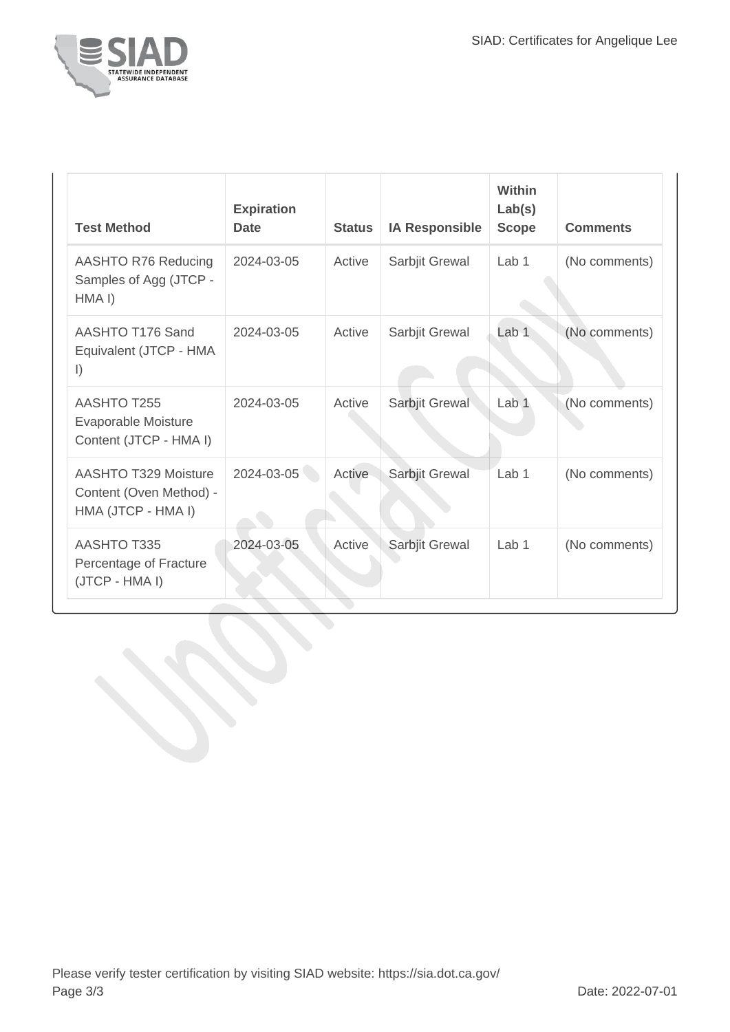| Test Method | Expiration Date | Status | IA Responsible | Within Lab(s) Scope | Comments |
|---|---|---|---|---|---|
| AASHTO R76 Reducing Samples of Agg (JTCP - HMA I) | 2024-03-05 | Active | Sarbjit Grewal | Lab 1 | (No comments) |
| AASHTO T176 Sand Equivalent (JTCP - HMA I) | 2024-03-05 | Active | Sarbjit Grewal | Lab 1 | (No comments) |
| AASHTO T255 Evaporable Moisture Content (JTCP - HMA I) | 2024-03-05 | Active | Sarbjit Grewal | Lab 1 | (No comments) |
| AASHTO T329 Moisture Content (Oven Method) - HMA (JTCP - HMA I) | 2024-03-05 | Active | Sarbjit Grewal | Lab 1 | (No comments) |
| AASHTO T335 Percentage of Fracture (JTCP - HMA I) | 2024-03-05 | Active | Sarbjit Grewal | Lab 1 | (No comments) |

Please verify tester certification by visiting SIAD website: https://sia.dot.ca.gov/

Date: 2022-07-01